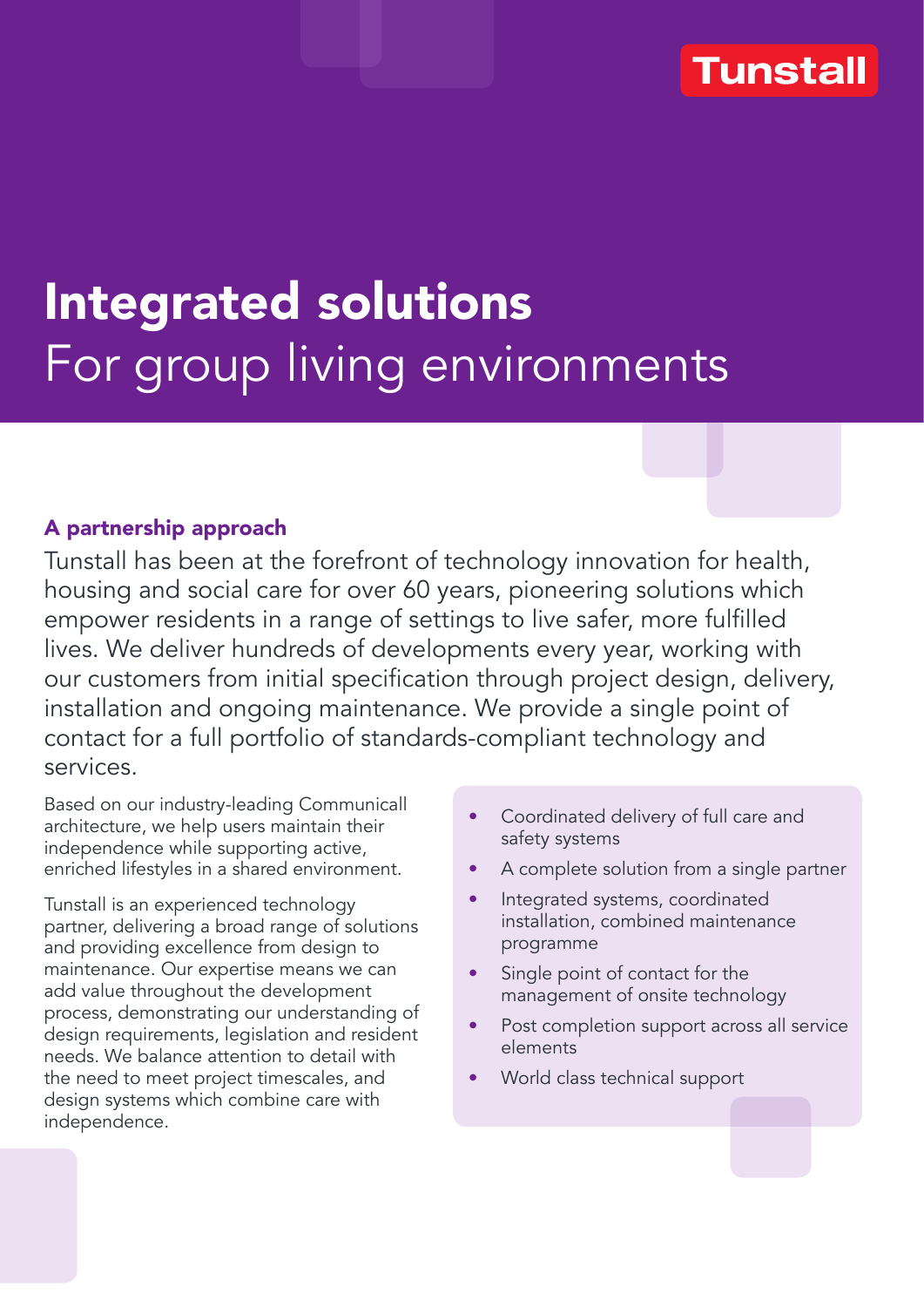Tunstall

# Integrated solutions
For group living environments

## A partnership approach

Tunstall has been at the forefront of technology innovation for health, housing and social care for over 60 years, pioneering solutions which empower residents in a range of settings to live safer, more fulfilled lives. We deliver hundreds of developments every year, working with our customers from initial specification through project design, delivery, installation and ongoing maintenance. We provide a single point of contact for a full portfolio of standards-compliant technology and services.

Based on our industry-leading Communicall architecture, we help users maintain their independence while supporting active, enriched lifestyles in a shared environment.

Tunstall is an experienced technology partner, delivering a broad range of solutions and providing excellence from design to maintenance. Our expertise means we can add value throughout the development process, demonstrating our understanding of design requirements, legislation and resident needs. We balance attention to detail with the need to meet project timescales, and design systems which combine care with independence.

- Coordinated delivery of full care and safety systems
- A complete solution from a single partner
- Integrated systems, coordinated installation, combined maintenance programme
- Single point of contact for the management of onsite technology
- Post completion support across all service elements
- World class technical support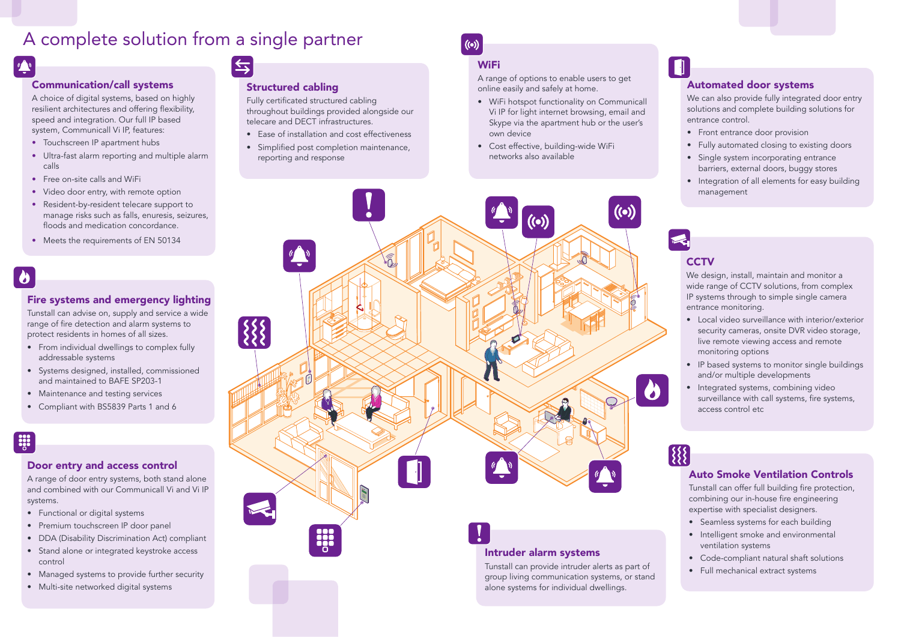# A complete solution from a single partner

## Communication/call systems

A choice of digital systems, based on highly resilient architectures and offering flexibility, speed and integration. Our full IP based system, Communicall Vi IP, features:

- Touchscreen IP apartment hubs
- Ultra-fast alarm reporting and multiple alarm calls
- Free on-site calls and WiFi
- Video door entry, with remote option
- Resident-by-resident telecare support to manage risks such as falls, enuresis, seizures, floods and medication concordance.
- Meets the requirements of EN 50134

## Fire systems and emergency lighting

Tunstall can advise on, supply and service a wide range of fire detection and alarm systems to protect residents in homes of all sizes.

- From individual dwellings to complex fully addressable systems
- Systems designed, installed, commissioned and maintained to BAFE SP203-1
- Maintenance and testing services
- Compliant with BS5839 Parts 1 and 6

## Door entry and access control

A range of door entry systems, both stand alone and combined with our Communicall Vi and Vi IP systems.

- Functional or digital systems
- Premium touchscreen IP door panel
- DDA (Disability Discrimination Act) compliant
- Stand alone or integrated keystroke access control
- Managed systems to provide further security
- Multi-site networked digital systems

## Structured cabling

Fully certificated structured cabling throughout buildings provided alongside our telecare and DECT infrastructures.

- Ease of installation and cost effectiveness
- Simplified post completion maintenance, reporting and response

## WiFi

A range of options to enable users to get online easily and safely at home.

- WiFi hotspot functionality on Communicall Vi IP for light internet browsing, email and Skype via the apartment hub or the user's own device
- Cost effective, building-wide WiFi networks also available

## Intruder alarm systems

Tunstall can provide intruder alerts as part of group living communication systems, or stand alone systems for individual dwellings.

## Automated door systems

We can also provide fully integrated door entry solutions and complete building solutions for entrance control.

- Front entrance door provision
- Fully automated closing to existing doors
- Single system incorporating entrance barriers, external doors, buggy stores
- Integration of all elements for easy building management

## CCTV

We design, install, maintain and monitor a wide range of CCTV solutions, from complex IP systems through to simple single camera entrance monitoring.

- Local video surveillance with interior/exterior security cameras, onsite DVR video storage, live remote viewing access and remote monitoring options
- IP based systems to monitor single buildings and/or multiple developments
- Integrated systems, combining video surveillance with call systems, fire systems, access control etc

## Auto Smoke Ventilation Controls

Tunstall can offer full building fire protection, combining our in-house fire engineering expertise with specialist designers.

- Seamless systems for each building
- Intelligent smoke and environmental ventilation systems
- Code-compliant natural shaft solutions
- Full mechanical extract systems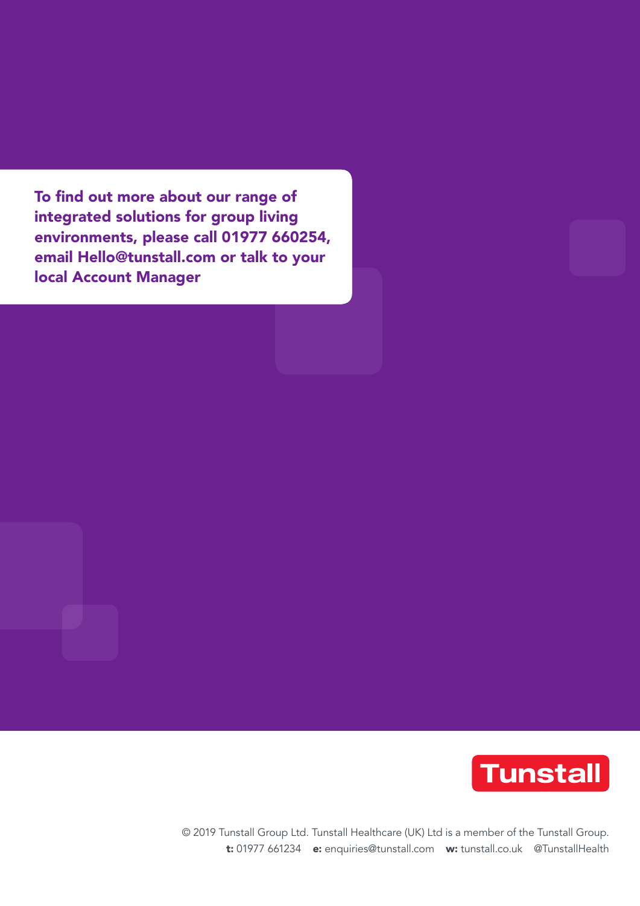**To find out more about our range of integrated solutions for group living environments, please call 01977 660254, email Hello@tunstall.com or talk to your local Account Manager**

Tunstall

© 2019 Tunstall Group Ltd. Tunstall Healthcare (UK) Ltd is a member of the Tunstall Group.
**t:** 01977 661234 **e:** enquiries@tunstall.com **w:** tunstall.co.uk @TunstallHealth